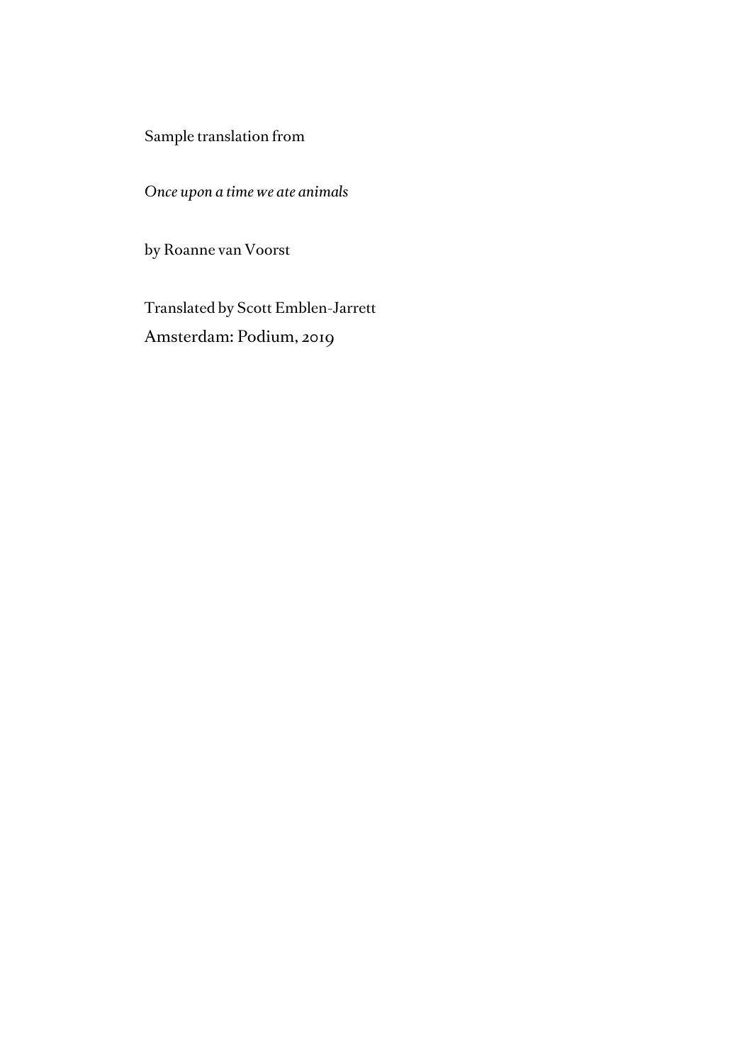Sample translation from

*Once upon a time we ate animals*

by Roanne van Voorst

Translated by Scott Emblen-Jarrett
Amsterdam: Podium, 2019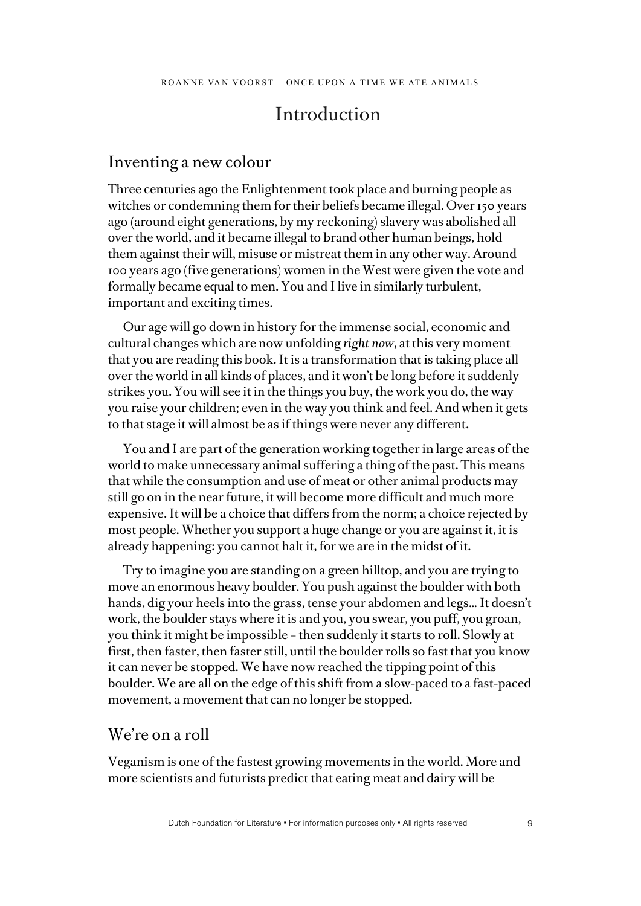# Introduction

## Inventing a new colour

Three centuries ago the Enlightenment took place and burning people as witches or condemning them for their beliefs became illegal. Over 150 years ago (around eight generations, by my reckoning) slavery was abolished all over the world, and it became illegal to brand other human beings, hold them against their will, misuse or mistreat them in any other way. Around 100 years ago (five generations) women in the West were given the vote and formally became equal to men. You and I live in similarly turbulent, important and exciting times.

Our age will go down in history for the immense social, economic and cultural changes which are now unfolding *right now*, at this very moment that you are reading this book. It is a transformation that is taking place all over the world in all kinds of places, and it won't be long before it suddenly strikes you. You will see it in the things you buy, the work you do, the way you raise your children; even in the way you think and feel. And when it gets to that stage it will almost be as if things were never any different.

You and I are part of the generation working together in large areas of the world to make unnecessary animal suffering a thing of the past. This means that while the consumption and use of meat or other animal products may still go on in the near future, it will become more difficult and much more expensive. It will be a choice that differs from the norm; a choice rejected by most people. Whether you support a huge change or you are against it, it is already happening: you cannot halt it, for we are in the midst of it.

Try to imagine you are standing on a green hilltop, and you are trying to move an enormous heavy boulder. You push against the boulder with both hands, dig your heels into the grass, tense your abdomen and legs… It doesn't work, the boulder stays where it is and you, you swear, you puff, you groan, you think it might be impossible – then suddenly it starts to roll. Slowly at first, then faster, then faster still, until the boulder rolls so fast that you know it can never be stopped. We have now reached the tipping point of this boulder. We are all on the edge of this shift from a slow-paced to a fast-paced movement, a movement that can no longer be stopped.

## We're on a roll

Veganism is one of the fastest growing movements in the world. More and more scientists and futurists predict that eating meat and dairy will be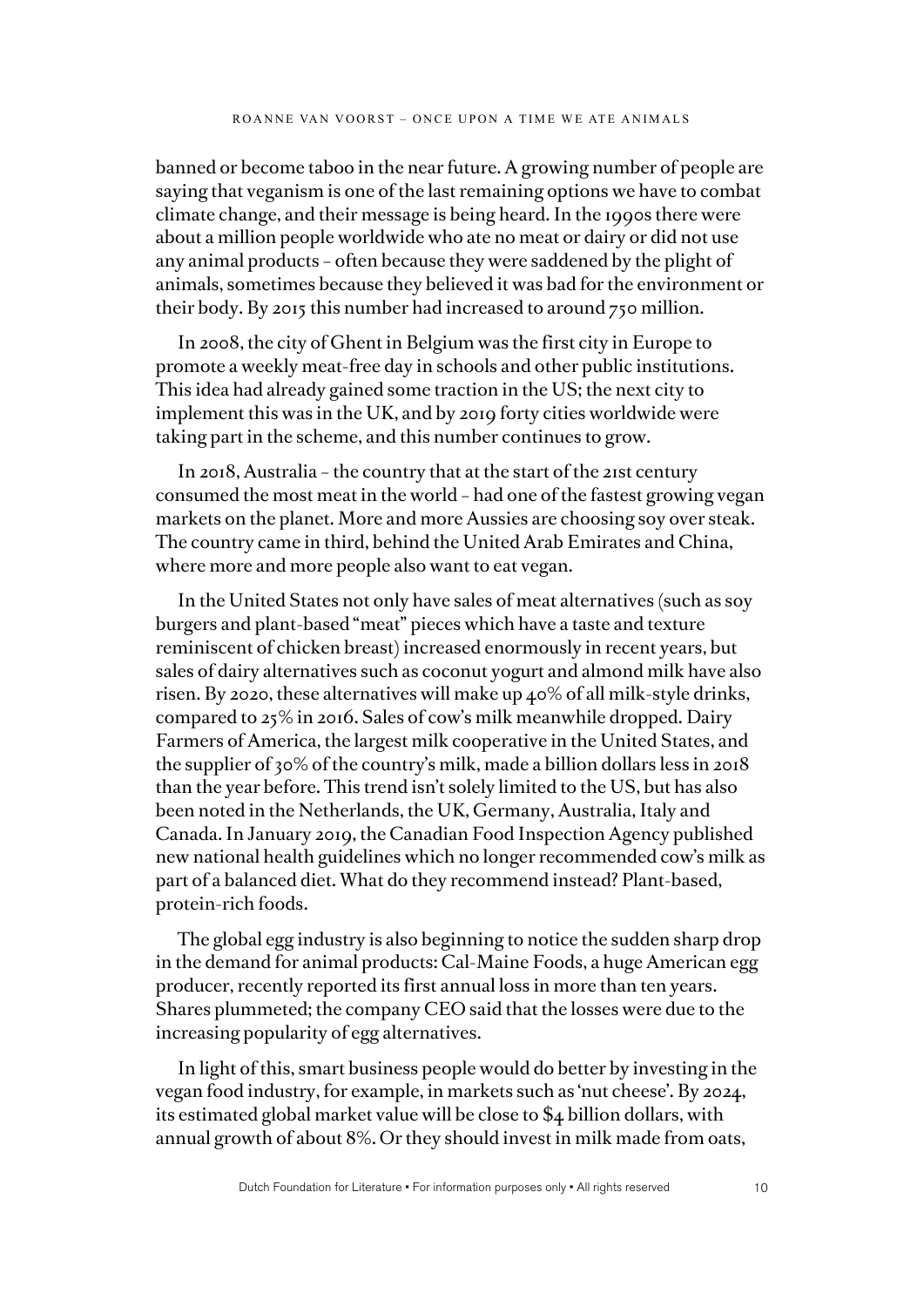banned or become taboo in the near future. A growing number of people are saying that veganism is one of the last remaining options we have to combat climate change, and their message is being heard. In the 1990s there were about a million people worldwide who ate no meat or dairy or did not use any animal products – often because they were saddened by the plight of animals, sometimes because they believed it was bad for the environment or their body. By 2015 this number had increased to around 750 million.

In 2008, the city of Ghent in Belgium was the first city in Europe to promote a weekly meat-free day in schools and other public institutions. This idea had already gained some traction in the US; the next city to implement this was in the UK, and by 2019 forty cities worldwide were taking part in the scheme, and this number continues to grow.

In 2018, Australia – the country that at the start of the 21st century consumed the most meat in the world – had one of the fastest growing vegan markets on the planet. More and more Aussies are choosing soy over steak. The country came in third, behind the United Arab Emirates and China, where more and more people also want to eat vegan.

In the United States not only have sales of meat alternatives (such as soy burgers and plant-based "meat" pieces which have a taste and texture reminiscent of chicken breast) increased enormously in recent years, but sales of dairy alternatives such as coconut yogurt and almond milk have also risen. By 2020, these alternatives will make up 40% of all milk-style drinks, compared to 25% in 2016. Sales of cow's milk meanwhile dropped. Dairy Farmers of America, the largest milk cooperative in the United States, and the supplier of 30% of the country's milk, made a billion dollars less in 2018 than the year before. This trend isn't solely limited to the US, but has also been noted in the Netherlands, the UK, Germany, Australia, Italy and Canada. In January 2019, the Canadian Food Inspection Agency published new national health guidelines which no longer recommended cow's milk as part of a balanced diet. What do they recommend instead? Plant-based, protein-rich foods.

The global egg industry is also beginning to notice the sudden sharp drop in the demand for animal products: Cal-Maine Foods, a huge American egg producer, recently reported its first annual loss in more than ten years. Shares plummeted; the company CEO said that the losses were due to the increasing popularity of egg alternatives.

In light of this, smart business people would do better by investing in the vegan food industry, for example, in markets such as 'nut cheese'. By 2024, its estimated global market value will be close to $4 billion dollars, with annual growth of about 8%. Or they should invest in milk made from oats,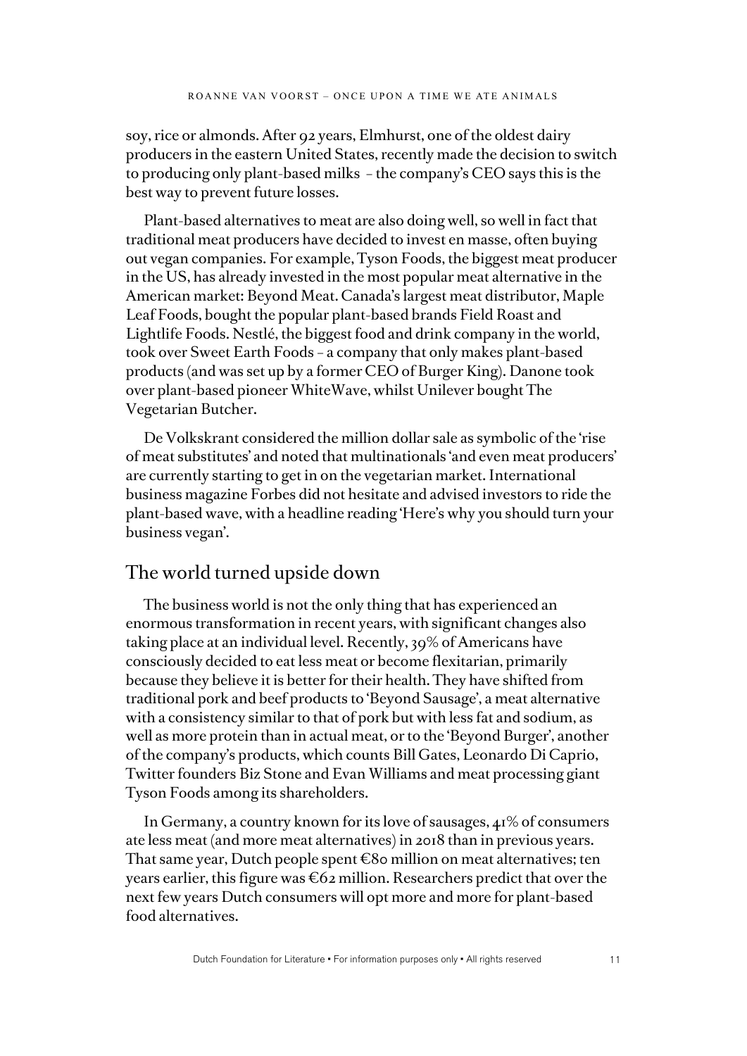soy, rice or almonds. After 92 years, Elmhurst, one of the oldest dairy producers in the eastern United States, recently made the decision to switch to producing only plant-based milks – the company's CEO says this is the best way to prevent future losses.

Plant-based alternatives to meat are also doing well, so well in fact that traditional meat producers have decided to invest en masse, often buying out vegan companies. For example, Tyson Foods, the biggest meat producer in the US, has already invested in the most popular meat alternative in the American market: Beyond Meat. Canada's largest meat distributor, Maple Leaf Foods, bought the popular plant-based brands Field Roast and Lightlife Foods. Nestlé, the biggest food and drink company in the world, took over Sweet Earth Foods – a company that only makes plant-based products (and was set up by a former CEO of Burger King). Danone took over plant-based pioneer WhiteWave, whilst Unilever bought The Vegetarian Butcher.

De Volkskrant considered the million dollar sale as symbolic of the 'rise of meat substitutes' and noted that multinationals 'and even meat producers' are currently starting to get in on the vegetarian market. International business magazine Forbes did not hesitate and advised investors to ride the plant-based wave, with a headline reading 'Here's why you should turn your business vegan'.

## The world turned upside down

The business world is not the only thing that has experienced an enormous transformation in recent years, with significant changes also taking place at an individual level. Recently, 39% of Americans have consciously decided to eat less meat or become flexitarian, primarily because they believe it is better for their health. They have shifted from traditional pork and beef products to 'Beyond Sausage', a meat alternative with a consistency similar to that of pork but with less fat and sodium, as well as more protein than in actual meat, or to the 'Beyond Burger', another of the company's products, which counts Bill Gates, Leonardo Di Caprio, Twitter founders Biz Stone and Evan Williams and meat processing giant Tyson Foods among its shareholders.

In Germany, a country known for its love of sausages, 41% of consumers ate less meat (and more meat alternatives) in 2018 than in previous years. That same year, Dutch people spent €80 million on meat alternatives; ten years earlier, this figure was €62 million. Researchers predict that over the next few years Dutch consumers will opt more and more for plant-based food alternatives.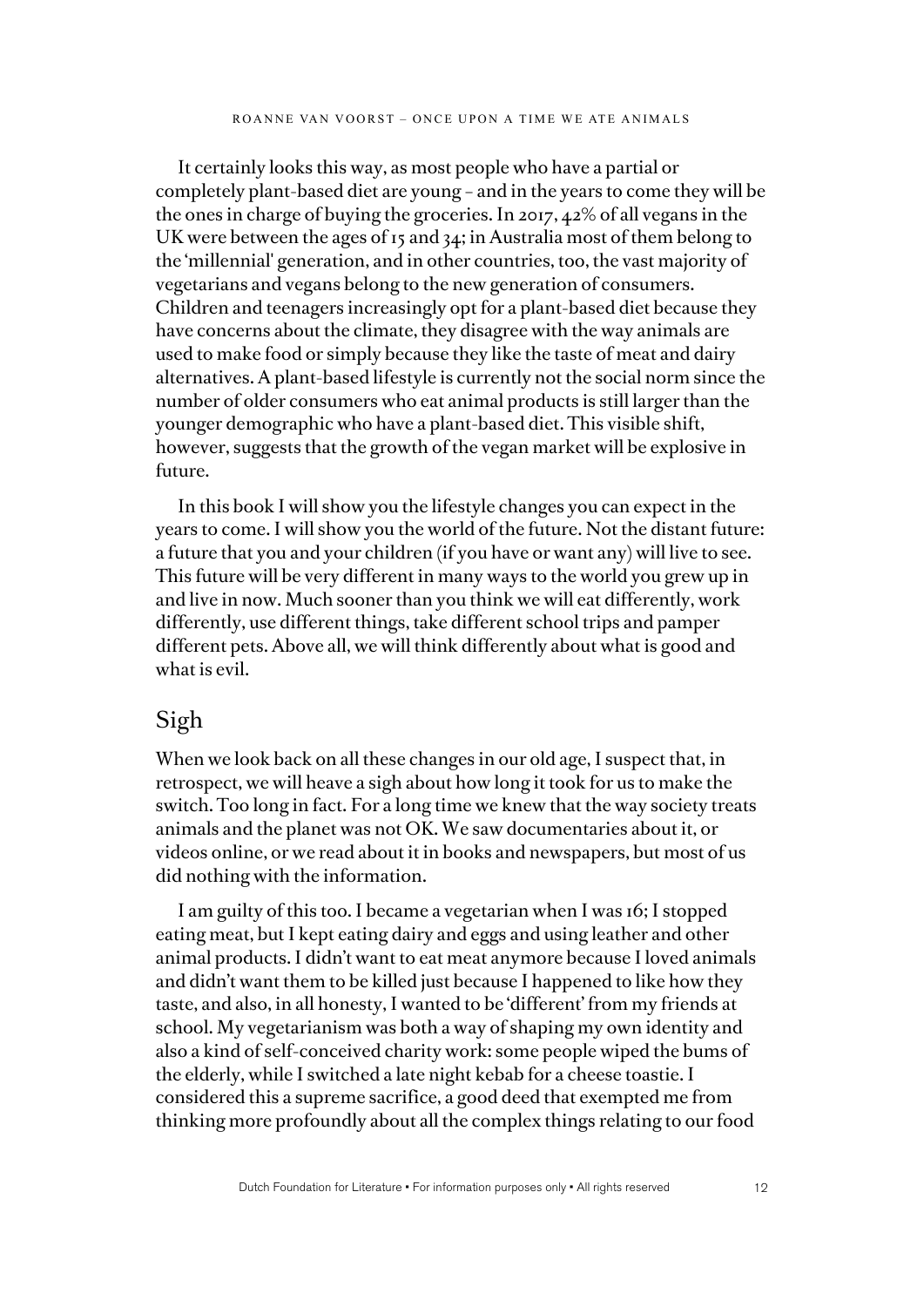It certainly looks this way, as most people who have a partial or completely plant-based diet are young – and in the years to come they will be the ones in charge of buying the groceries. In 2017, 42% of all vegans in the UK were between the ages of 15 and 34; in Australia most of them belong to the 'millennial' generation, and in other countries, too, the vast majority of vegetarians and vegans belong to the new generation of consumers. Children and teenagers increasingly opt for a plant-based diet because they have concerns about the climate, they disagree with the way animals are used to make food or simply because they like the taste of meat and dairy alternatives. A plant-based lifestyle is currently not the social norm since the number of older consumers who eat animal products is still larger than the younger demographic who have a plant-based diet. This visible shift, however, suggests that the growth of the vegan market will be explosive in future.

In this book I will show you the lifestyle changes you can expect in the years to come. I will show you the world of the future. Not the distant future: a future that you and your children (if you have or want any) will live to see. This future will be very different in many ways to the world you grew up in and live in now. Much sooner than you think we will eat differently, work differently, use different things, take different school trips and pamper different pets. Above all, we will think differently about what is good and what is evil.

## Sigh

When we look back on all these changes in our old age, I suspect that, in retrospect, we will heave a sigh about how long it took for us to make the switch. Too long in fact. For a long time we knew that the way society treats animals and the planet was not OK. We saw documentaries about it, or videos online, or we read about it in books and newspapers, but most of us did nothing with the information.

I am guilty of this too. I became a vegetarian when I was 16; I stopped eating meat, but I kept eating dairy and eggs and using leather and other animal products. I didn't want to eat meat anymore because I loved animals and didn't want them to be killed just because I happened to like how they taste, and also, in all honesty, I wanted to be 'different' from my friends at school. My vegetarianism was both a way of shaping my own identity and also a kind of self-conceived charity work: some people wiped the bums of the elderly, while I switched a late night kebab for a cheese toastie. I considered this a supreme sacrifice, a good deed that exempted me from thinking more profoundly about all the complex things relating to our food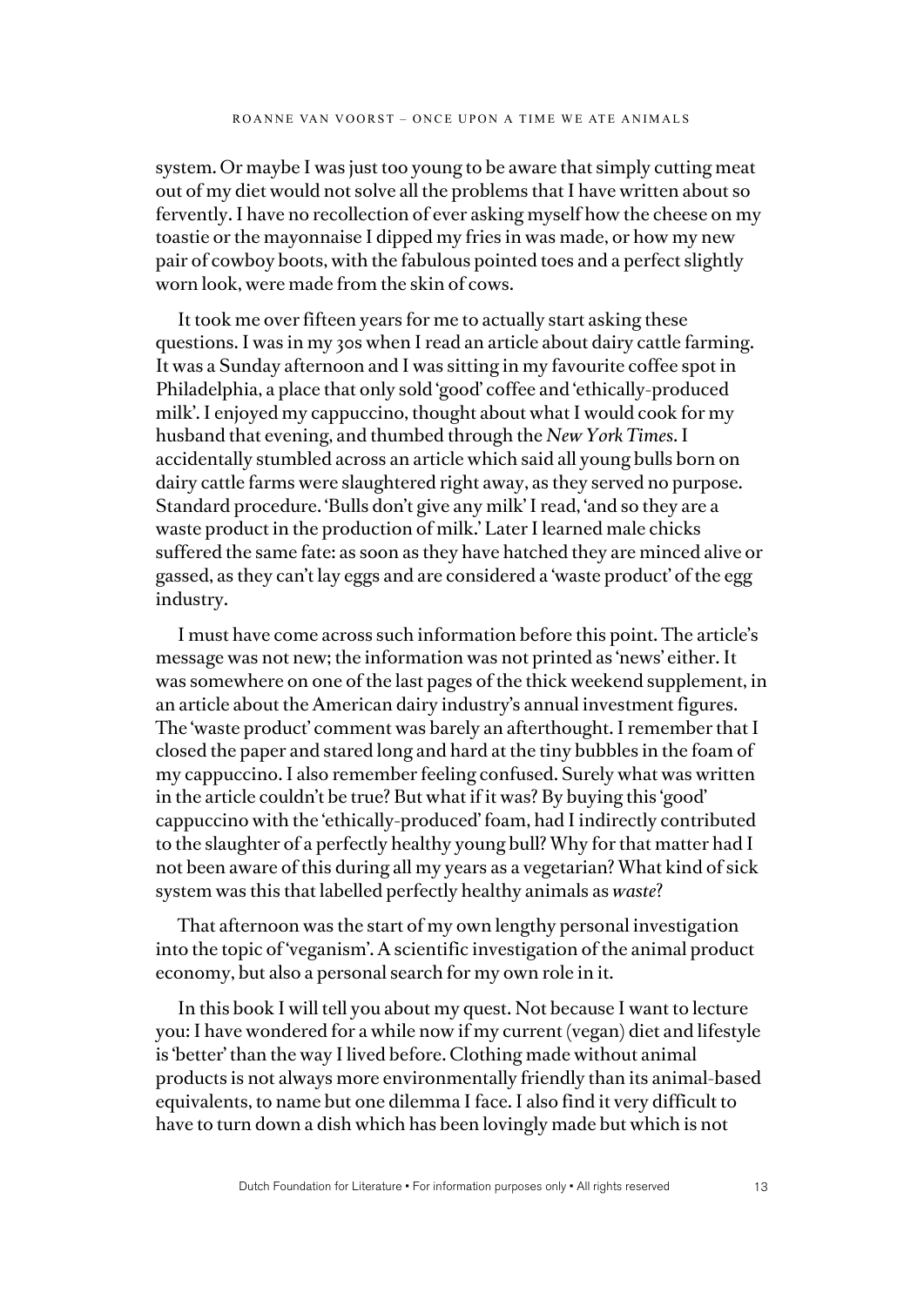system. Or maybe I was just too young to be aware that simply cutting meat out of my diet would not solve all the problems that I have written about so fervently. I have no recollection of ever asking myself how the cheese on my toastie or the mayonnaise I dipped my fries in was made, or how my new pair of cowboy boots, with the fabulous pointed toes and a perfect slightly worn look, were made from the skin of cows.

It took me over fifteen years for me to actually start asking these questions. I was in my 30s when I read an article about dairy cattle farming. It was a Sunday afternoon and I was sitting in my favourite coffee spot in Philadelphia, a place that only sold 'good' coffee and 'ethically-produced milk'. I enjoyed my cappuccino, thought about what I would cook for my husband that evening, and thumbed through the *New York Times*. I accidentally stumbled across an article which said all young bulls born on dairy cattle farms were slaughtered right away, as they served no purpose. Standard procedure. 'Bulls don't give any milk' I read, 'and so they are a waste product in the production of milk.' Later I learned male chicks suffered the same fate: as soon as they have hatched they are minced alive or gassed, as they can't lay eggs and are considered a 'waste product' of the egg industry.

I must have come across such information before this point. The article's message was not new; the information was not printed as 'news' either. It was somewhere on one of the last pages of the thick weekend supplement, in an article about the American dairy industry's annual investment figures. The 'waste product' comment was barely an afterthought. I remember that I closed the paper and stared long and hard at the tiny bubbles in the foam of my cappuccino. I also remember feeling confused. Surely what was written in the article couldn't be true? But what if it was? By buying this 'good' cappuccino with the 'ethically-produced' foam, had I indirectly contributed to the slaughter of a perfectly healthy young bull? Why for that matter had I not been aware of this during all my years as a vegetarian? What kind of sick system was this that labelled perfectly healthy animals as *waste*?

That afternoon was the start of my own lengthy personal investigation into the topic of 'veganism'. A scientific investigation of the animal product economy, but also a personal search for my own role in it.

In this book I will tell you about my quest. Not because I want to lecture you: I have wondered for a while now if my current (vegan) diet and lifestyle is 'better' than the way I lived before. Clothing made without animal products is not always more environmentally friendly than its animal-based equivalents, to name but one dilemma I face. I also find it very difficult to have to turn down a dish which has been lovingly made but which is not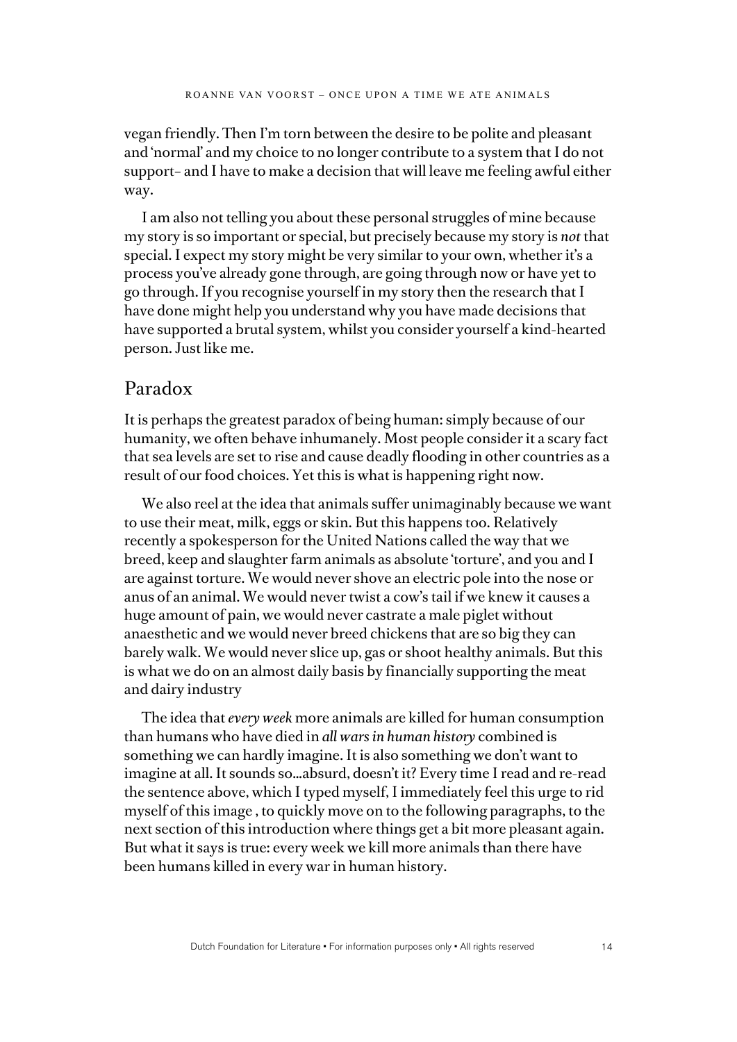vegan friendly. Then I'm torn between the desire to be polite and pleasant and 'normal' and my choice to no longer contribute to a system that I do not support– and I have to make a decision that will leave me feeling awful either way.

I am also not telling you about these personal struggles of mine because my story is so important or special, but precisely because my story is *not* that special. I expect my story might be very similar to your own, whether it's a process you've already gone through, are going through now or have yet to go through. If you recognise yourself in my story then the research that I have done might help you understand why you have made decisions that have supported a brutal system, whilst you consider yourself a kind-hearted person. Just like me.

## Paradox

It is perhaps the greatest paradox of being human: simply because of our humanity, we often behave inhumanely. Most people consider it a scary fact that sea levels are set to rise and cause deadly flooding in other countries as a result of our food choices. Yet this is what is happening right now.

We also reel at the idea that animals suffer unimaginably because we want to use their meat, milk, eggs or skin. But this happens too. Relatively recently a spokesperson for the United Nations called the way that we breed, keep and slaughter farm animals as absolute 'torture', and you and I are against torture. We would never shove an electric pole into the nose or anus of an animal. We would never twist a cow's tail if we knew it causes a huge amount of pain, we would never castrate a male piglet without anaesthetic and we would never breed chickens that are so big they can barely walk. We would never slice up, gas or shoot healthy animals. But this is what we do on an almost daily basis by financially supporting the meat and dairy industry

The idea that *every week* more animals are killed for human consumption than humans who have died in *all wars in human history* combined is something we can hardly imagine. It is also something we don't want to imagine at all. It sounds so…absurd, doesn't it? Every time I read and re-read the sentence above, which I typed myself, I immediately feel this urge to rid myself of this image , to quickly move on to the following paragraphs, to the next section of this introduction where things get a bit more pleasant again. But what it says is true: every week we kill more animals than there have been humans killed in every war in human history.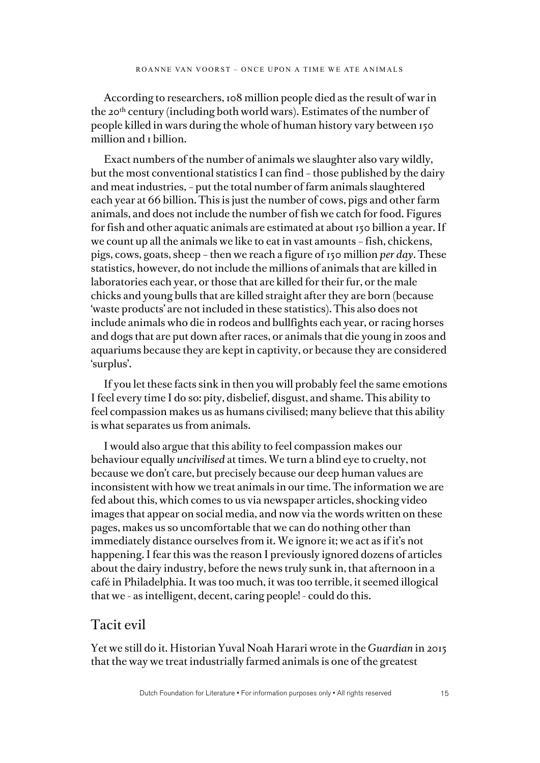According to researchers, 108 million people died as the result of war in the 20th century (including both world wars). Estimates of the number of people killed in wars during the whole of human history vary between 150 million and 1 billion.

Exact numbers of the number of animals we slaughter also vary wildly, but the most conventional statistics I can find – those published by the dairy and meat industries, – put the total number of farm animals slaughtered each year at 66 billion. This is just the number of cows, pigs and other farm animals, and does not include the number of fish we catch for food. Figures for fish and other aquatic animals are estimated at about 150 billion a year. If we count up all the animals we like to eat in vast amounts – fish, chickens, pigs, cows, goats, sheep – then we reach a figure of 150 million *per day*. These statistics, however, do not include the millions of animals that are killed in laboratories each year, or those that are killed for their fur, or the male chicks and young bulls that are killed straight after they are born (because 'waste products' are not included in these statistics). This also does not include animals who die in rodeos and bullfights each year, or racing horses and dogs that are put down after races, or animals that die young in zoos and aquariums because they are kept in captivity, or because they are considered 'surplus'.

If you let these facts sink in then you will probably feel the same emotions I feel every time I do so: pity, disbelief, disgust, and shame. This ability to feel compassion makes us as humans civilised; many believe that this ability is what separates us from animals.

I would also argue that this ability to feel compassion makes our behaviour equally *uncivilised* at times. We turn a blind eye to cruelty, not because we don't care, but precisely because our deep human values are inconsistent with how we treat animals in our time. The information we are fed about this, which comes to us via newspaper articles, shocking video images that appear on social media, and now via the words written on these pages, makes us so uncomfortable that we can do nothing other than immediately distance ourselves from it. We ignore it; we act as if it's not happening. I fear this was the reason I previously ignored dozens of articles about the dairy industry, before the news truly sunk in, that afternoon in a café in Philadelphia. It was too much, it was too terrible, it seemed illogical that we - as intelligent, decent, caring people! - could do this.

## Tacit evil

Yet we still do it. Historian Yuval Noah Harari wrote in the *Guardian* in 2015 that the way we treat industrially farmed animals is one of the greatest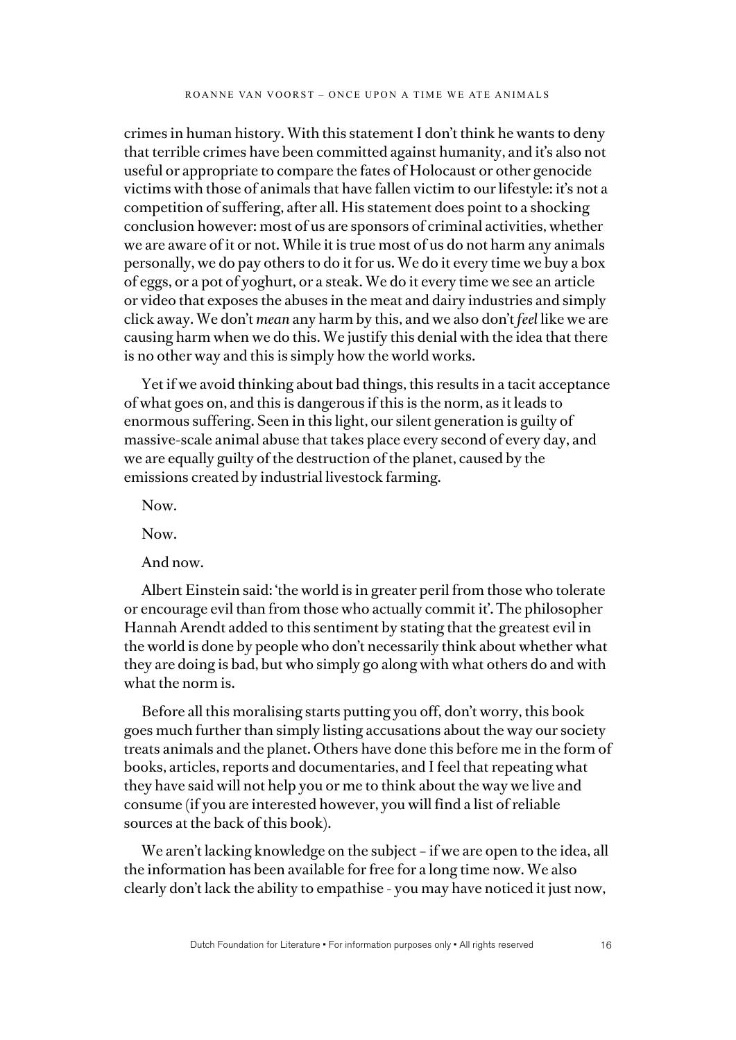crimes in human history. With this statement I don't think he wants to deny that terrible crimes have been committed against humanity, and it's also not useful or appropriate to compare the fates of Holocaust or other genocide victims with those of animals that have fallen victim to our lifestyle: it's not a competition of suffering, after all. His statement does point to a shocking conclusion however: most of us are sponsors of criminal activities, whether we are aware of it or not. While it is true most of us do not harm any animals personally, we do pay others to do it for us. We do it every time we buy a box of eggs, or a pot of yoghurt, or a steak. We do it every time we see an article or video that exposes the abuses in the meat and dairy industries and simply click away. We don't *mean* any harm by this, and we also don't *feel* like we are causing harm when we do this. We justify this denial with the idea that there is no other way and this is simply how the world works.

Yet if we avoid thinking about bad things, this results in a tacit acceptance of what goes on, and this is dangerous if this is the norm, as it leads to enormous suffering. Seen in this light, our silent generation is guilty of massive-scale animal abuse that takes place every second of every day, and we are equally guilty of the destruction of the planet, caused by the emissions created by industrial livestock farming.

Now.

Now.

And now.

Albert Einstein said: 'the world is in greater peril from those who tolerate or encourage evil than from those who actually commit it'. The philosopher Hannah Arendt added to this sentiment by stating that the greatest evil in the world is done by people who don't necessarily think about whether what they are doing is bad, but who simply go along with what others do and with what the norm is.

Before all this moralising starts putting you off, don't worry, this book goes much further than simply listing accusations about the way our society treats animals and the planet. Others have done this before me in the form of books, articles, reports and documentaries, and I feel that repeating what they have said will not help you or me to think about the way we live and consume (if you are interested however, you will find a list of reliable sources at the back of this book).

We aren't lacking knowledge on the subject – if we are open to the idea, all the information has been available for free for a long time now. We also clearly don't lack the ability to empathise - you may have noticed it just now,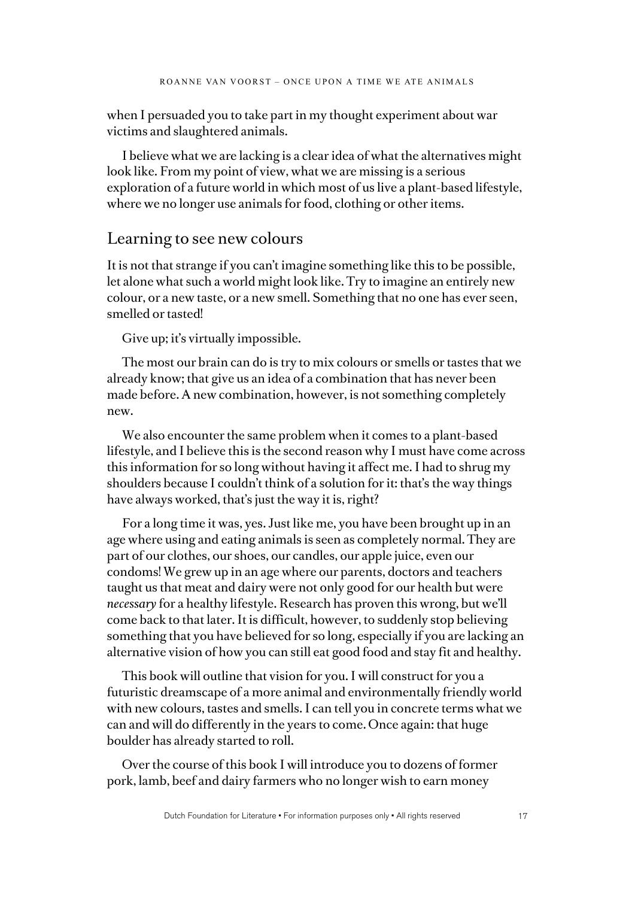when I persuaded you to take part in my thought experiment about war victims and slaughtered animals.

I believe what we are lacking is a clear idea of what the alternatives might look like. From my point of view, what we are missing is a serious exploration of a future world in which most of us live a plant-based lifestyle, where we no longer use animals for food, clothing or other items.

## Learning to see new colours

It is not that strange if you can't imagine something like this to be possible, let alone what such a world might look like. Try to imagine an entirely new colour, or a new taste, or a new smell. Something that no one has ever seen, smelled or tasted!

Give up; it's virtually impossible.

The most our brain can do is try to mix colours or smells or tastes that we already know; that give us an idea of a combination that has never been made before. A new combination, however, is not something completely new.

We also encounter the same problem when it comes to a plant-based lifestyle, and I believe this is the second reason why I must have come across this information for so long without having it affect me. I had to shrug my shoulders because I couldn't think of a solution for it: that's the way things have always worked, that's just the way it is, right?

For a long time it was, yes. Just like me, you have been brought up in an age where using and eating animals is seen as completely normal. They are part of our clothes, our shoes, our candles, our apple juice, even our condoms! We grew up in an age where our parents, doctors and teachers taught us that meat and dairy were not only good for our health but were *necessary* for a healthy lifestyle. Research has proven this wrong, but we'll come back to that later. It is difficult, however, to suddenly stop believing something that you have believed for so long, especially if you are lacking an alternative vision of how you can still eat good food and stay fit and healthy.

This book will outline that vision for you. I will construct for you a futuristic dreamscape of a more animal and environmentally friendly world with new colours, tastes and smells. I can tell you in concrete terms what we can and will do differently in the years to come. Once again: that huge boulder has already started to roll.

Over the course of this book I will introduce you to dozens of former pork, lamb, beef and dairy farmers who no longer wish to earn money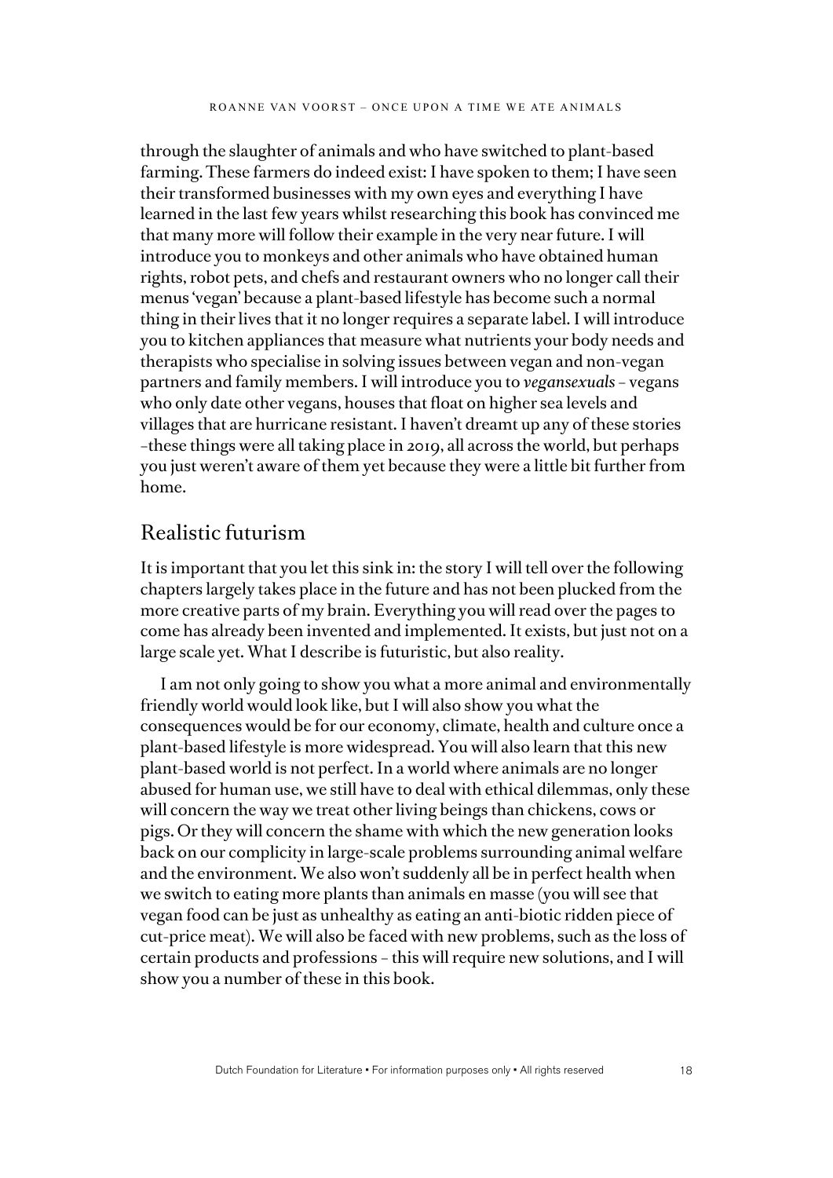through the slaughter of animals and who have switched to plant-based farming. These farmers do indeed exist: I have spoken to them; I have seen their transformed businesses with my own eyes and everything I have learned in the last few years whilst researching this book has convinced me that many more will follow their example in the very near future. I will introduce you to monkeys and other animals who have obtained human rights, robot pets, and chefs and restaurant owners who no longer call their menus 'vegan' because a plant-based lifestyle has become such a normal thing in their lives that it no longer requires a separate label. I will introduce you to kitchen appliances that measure what nutrients your body needs and therapists who specialise in solving issues between vegan and non-vegan partners and family members. I will introduce you to *vegansexuals* – vegans who only date other vegans, houses that float on higher sea levels and villages that are hurricane resistant. I haven't dreamt up any of these stories –these things were all taking place in 2019, all across the world, but perhaps you just weren't aware of them yet because they were a little bit further from home.

## Realistic futurism

It is important that you let this sink in: the story I will tell over the following chapters largely takes place in the future and has not been plucked from the more creative parts of my brain. Everything you will read over the pages to come has already been invented and implemented. It exists, but just not on a large scale yet. What I describe is futuristic, but also reality.

I am not only going to show you what a more animal and environmentally friendly world would look like, but I will also show you what the consequences would be for our economy, climate, health and culture once a plant-based lifestyle is more widespread. You will also learn that this new plant-based world is not perfect. In a world where animals are no longer abused for human use, we still have to deal with ethical dilemmas, only these will concern the way we treat other living beings than chickens, cows or pigs. Or they will concern the shame with which the new generation looks back on our complicity in large-scale problems surrounding animal welfare and the environment. We also won't suddenly all be in perfect health when we switch to eating more plants than animals en masse (you will see that vegan food can be just as unhealthy as eating an anti-biotic ridden piece of cut-price meat). We will also be faced with new problems, such as the loss of certain products and professions – this will require new solutions, and I will show you a number of these in this book.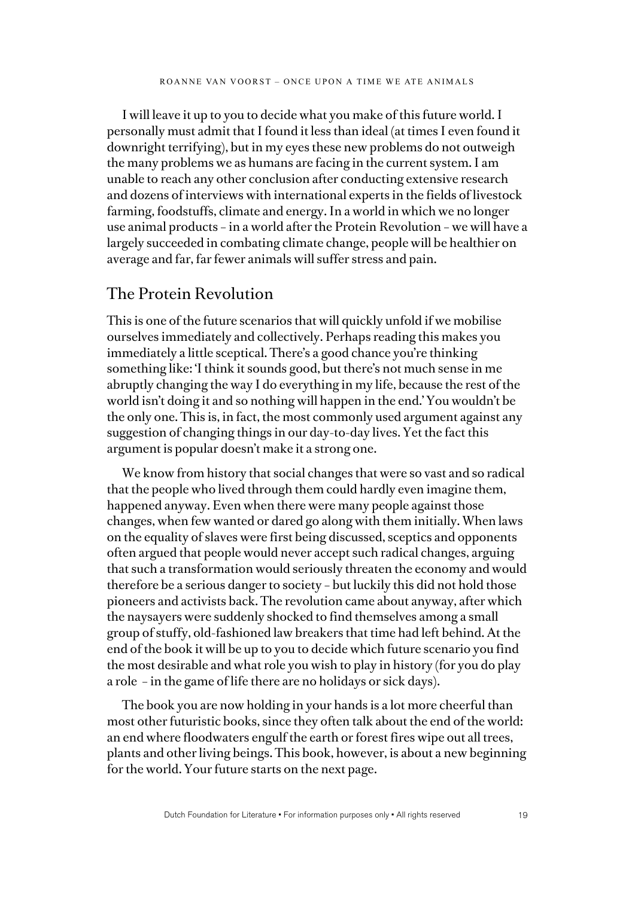I will leave it up to you to decide what you make of this future world. I personally must admit that I found it less than ideal (at times I even found it downright terrifying), but in my eyes these new problems do not outweigh the many problems we as humans are facing in the current system. I am unable to reach any other conclusion after conducting extensive research and dozens of interviews with international experts in the fields of livestock farming, foodstuffs, climate and energy. In a world in which we no longer use animal products – in a world after the Protein Revolution – we will have a largely succeeded in combating climate change, people will be healthier on average and far, far fewer animals will suffer stress and pain.

## The Protein Revolution

This is one of the future scenarios that will quickly unfold if we mobilise ourselves immediately and collectively. Perhaps reading this makes you immediately a little sceptical. There's a good chance you're thinking something like: 'I think it sounds good, but there's not much sense in me abruptly changing the way I do everything in my life, because the rest of the world isn't doing it and so nothing will happen in the end.' You wouldn't be the only one. This is, in fact, the most commonly used argument against any suggestion of changing things in our day-to-day lives. Yet the fact this argument is popular doesn't make it a strong one.

We know from history that social changes that were so vast and so radical that the people who lived through them could hardly even imagine them, happened anyway. Even when there were many people against those changes, when few wanted or dared go along with them initially. When laws on the equality of slaves were first being discussed, sceptics and opponents often argued that people would never accept such radical changes, arguing that such a transformation would seriously threaten the economy and would therefore be a serious danger to society – but luckily this did not hold those pioneers and activists back. The revolution came about anyway, after which the naysayers were suddenly shocked to find themselves among a small group of stuffy, old-fashioned law breakers that time had left behind. At the end of the book it will be up to you to decide which future scenario you find the most desirable and what role you wish to play in history (for you do play a role – in the game of life there are no holidays or sick days).

The book you are now holding in your hands is a lot more cheerful than most other futuristic books, since they often talk about the end of the world: an end where floodwaters engulf the earth or forest fires wipe out all trees, plants and other living beings. This book, however, is about a new beginning for the world. Your future starts on the next page.